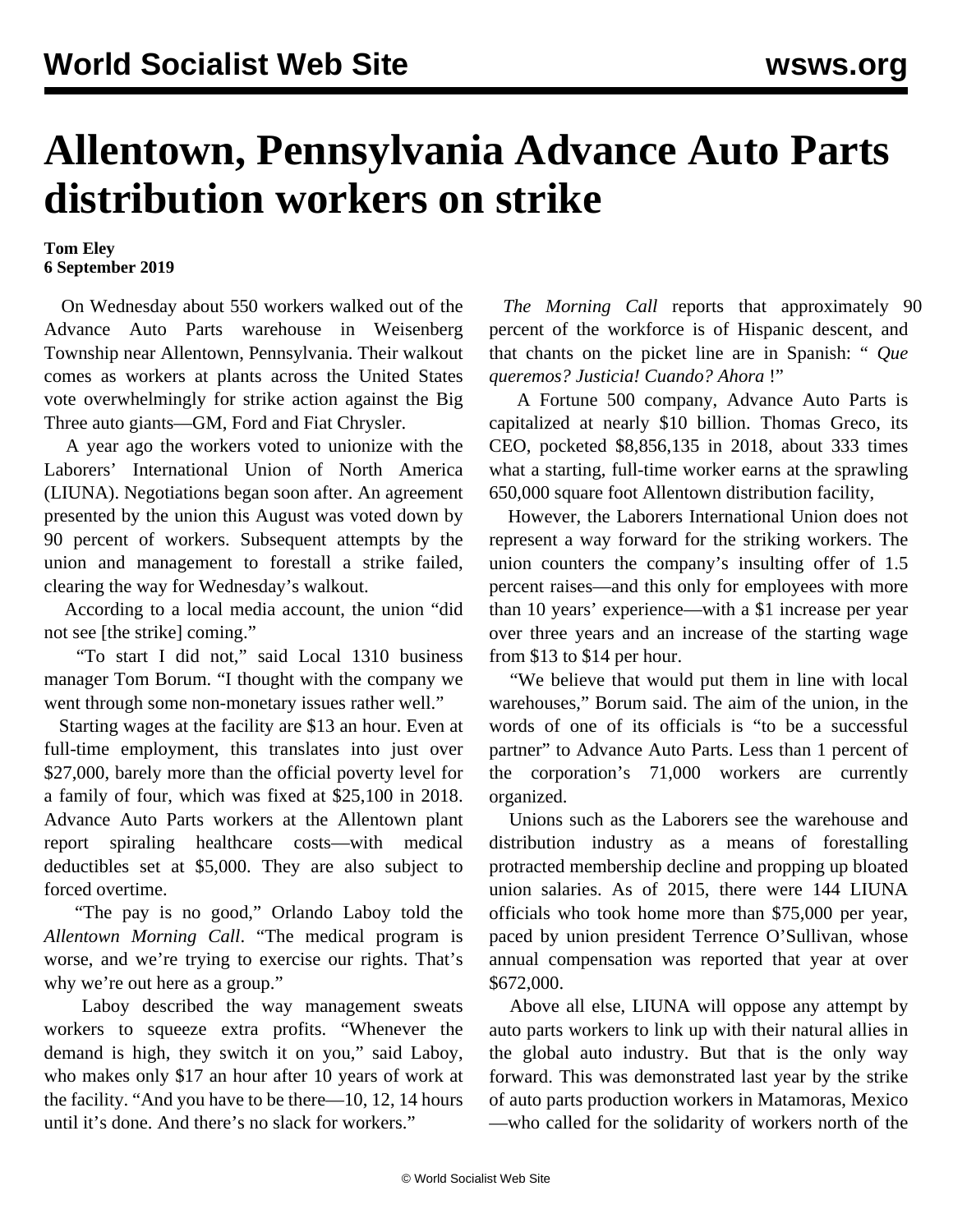# Allentown, Pennsylvania Advance Auto Parts distribution workers on strike

**Tom Eley**
**6 September 2019**

On Wednesday about 550 workers walked out of the Advance Auto Parts warehouse in Weisenberg Township near Allentown, Pennsylvania. Their walkout comes as workers at plants across the United States vote overwhelmingly for strike action against the Big Three auto giants—GM, Ford and Fiat Chrysler.

A year ago the workers voted to unionize with the Laborers' International Union of North America (LIUNA). Negotiations began soon after. An agreement presented by the union this August was voted down by 90 percent of workers. Subsequent attempts by the union and management to forestall a strike failed, clearing the way for Wednesday's walkout.

According to a local media account, the union "did not see [the strike] coming."

"To start I did not," said Local 1310 business manager Tom Borum. "I thought with the company we went through some non-monetary issues rather well."

Starting wages at the facility are $13 an hour. Even at full-time employment, this translates into just over $27,000, barely more than the official poverty level for a family of four, which was fixed at $25,100 in 2018. Advance Auto Parts workers at the Allentown plant report spiraling healthcare costs—with medical deductibles set at $5,000. They are also subject to forced overtime.

"The pay is no good," Orlando Laboy told the *Allentown Morning Call*. "The medical program is worse, and we're trying to exercise our rights. That's why we're out here as a group."

Laboy described the way management sweats workers to squeeze extra profits. "Whenever the demand is high, they switch it on you," said Laboy, who makes only $17 an hour after 10 years of work at the facility. "And you have to be there—10, 12, 14 hours until it's done. And there's no slack for workers."

*The Morning Call* reports that approximately 90 percent of the workforce is of Hispanic descent, and that chants on the picket line are in Spanish: " *Que queremos? Justicia! Cuando? Ahora* !"

A Fortune 500 company, Advance Auto Parts is capitalized at nearly $10 billion. Thomas Greco, its CEO, pocketed $8,856,135 in 2018, about 333 times what a starting, full-time worker earns at the sprawling 650,000 square foot Allentown distribution facility,

However, the Laborers International Union does not represent a way forward for the striking workers. The union counters the company's insulting offer of 1.5 percent raises—and this only for employees with more than 10 years' experience—with a $1 increase per year over three years and an increase of the starting wage from $13 to $14 per hour.

"We believe that would put them in line with local warehouses," Borum said. The aim of the union, in the words of one of its officials is "to be a successful partner" to Advance Auto Parts. Less than 1 percent of the corporation's 71,000 workers are currently organized.

Unions such as the Laborers see the warehouse and distribution industry as a means of forestalling protracted membership decline and propping up bloated union salaries. As of 2015, there were 144 LIUNA officials who took home more than $75,000 per year, paced by union president Terrence O'Sullivan, whose annual compensation was reported that year at over $672,000.

Above all else, LIUNA will oppose any attempt by auto parts workers to link up with their natural allies in the global auto industry. But that is the only way forward. This was demonstrated last year by the strike of auto parts production workers in Matamoras, Mexico—who called for the solidarity of workers north of the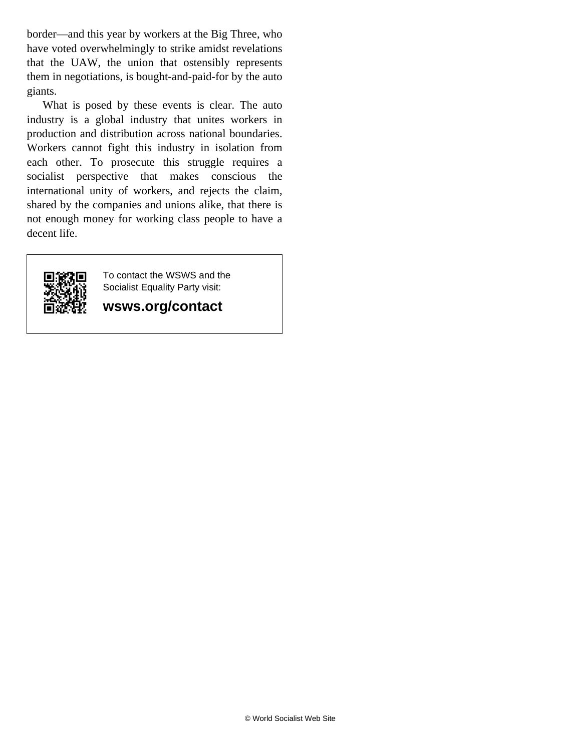border—and this year by workers at the Big Three, who have voted overwhelmingly to strike amidst revelations that the UAW, the union that ostensibly represents them in negotiations, is bought-and-paid-for by the auto giants.

What is posed by these events is clear. The auto industry is a global industry that unites workers in production and distribution across national boundaries. Workers cannot fight this industry in isolation from each other. To prosecute this struggle requires a socialist perspective that makes conscious the international unity of workers, and rejects the claim, shared by the companies and unions alike, that there is not enough money for working class people to have a decent life.

To contact the WSWS and the Socialist Equality Party visit:

**wsws.org/contact**